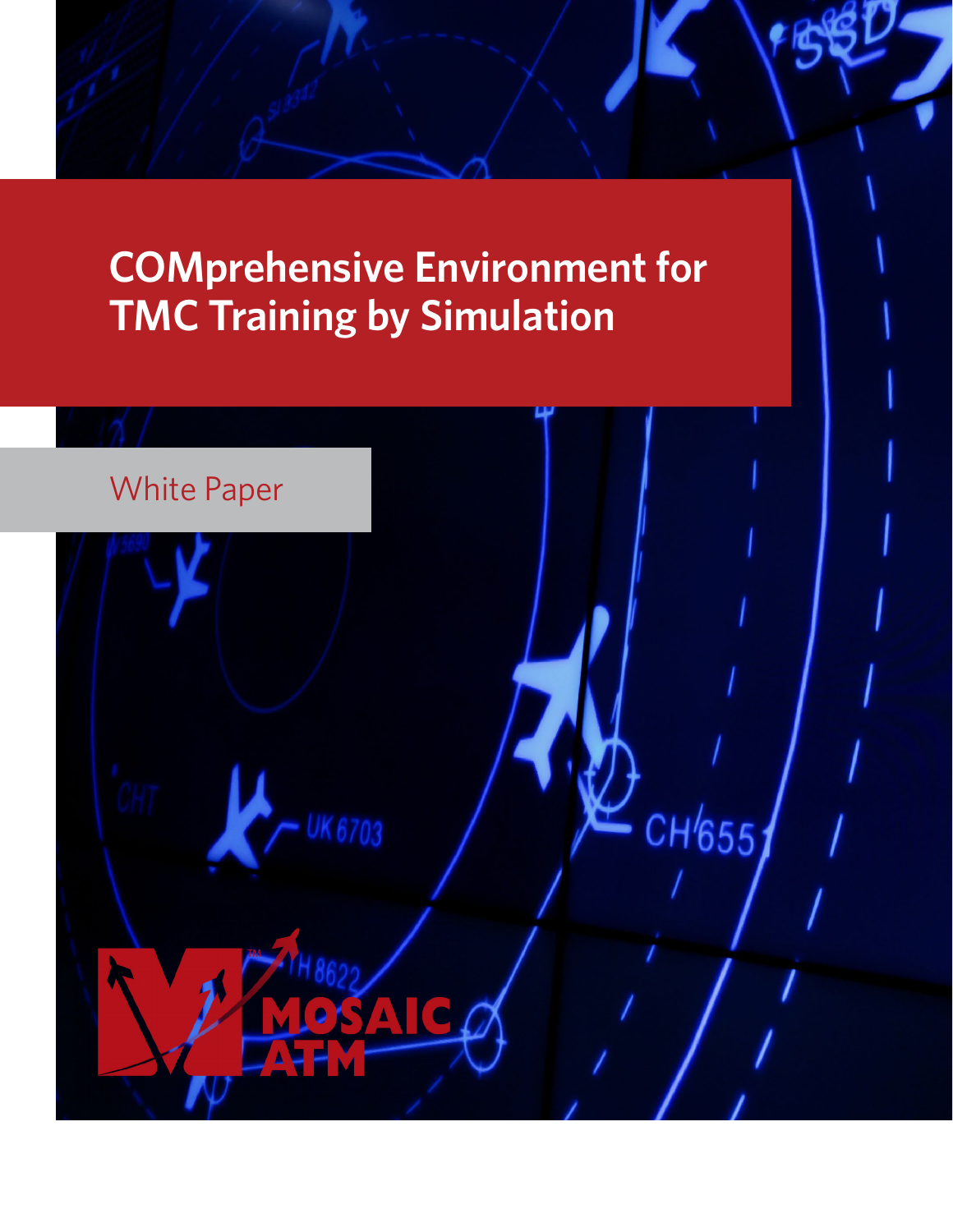# COMprehensive Environment for TMC Training by Simulation

White Paper

MOSAIC ATM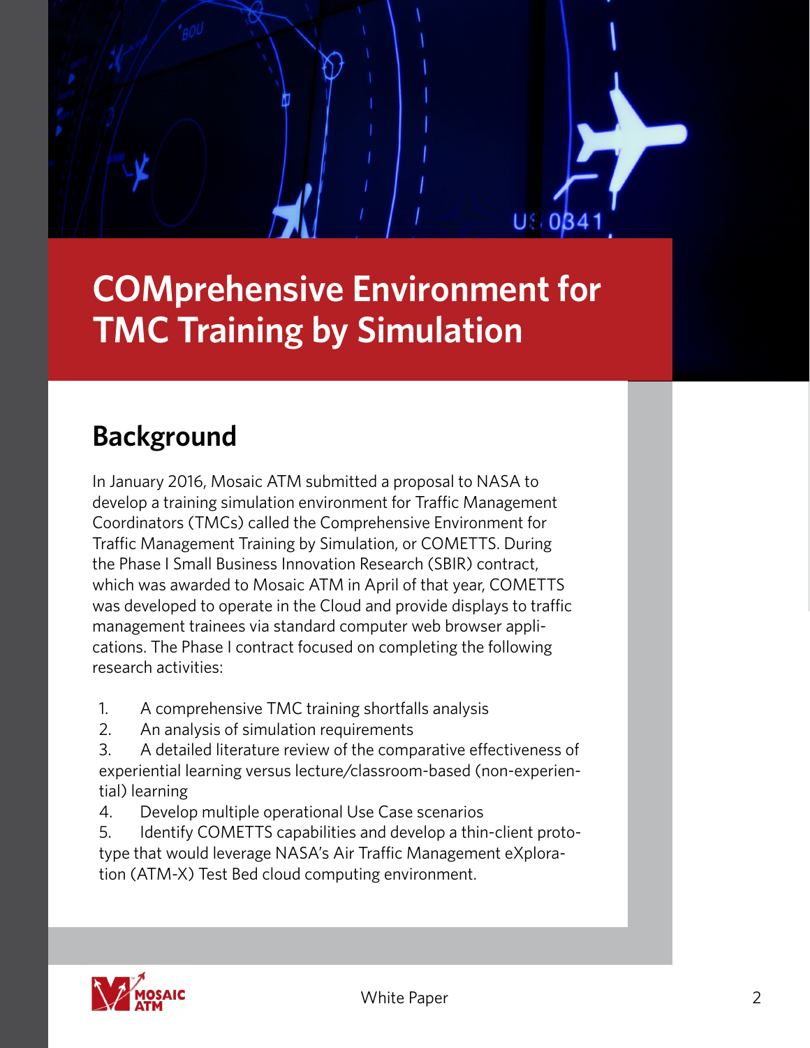# COMprehensive Environment for TMC Training by Simulation

## Background

In January 2016, Mosaic ATM submitted a proposal to NASA to develop a training simulation environment for Traffic Management Coordinators (TMCs) called the Comprehensive Environment for Traffic Management Training by Simulation, or COMETTS. During the Phase I Small Business Innovation Research (SBIR) contract, which was awarded to Mosaic ATM in April of that year, COMETTS was developed to operate in the Cloud and provide displays to traffic management trainees via standard computer web browser applications. The Phase I contract focused on completing the following research activities:

1. A comprehensive TMC training shortfalls analysis
2. An analysis of simulation requirements
3. A detailed literature review of the comparative effectiveness of experiential learning versus lecture/classroom-based (non-experiential) learning
4. Develop multiple operational Use Case scenarios
5. Identify COMETTS capabilities and develop a thin-client prototype that would leverage NASA's Air Traffic Management eXploration (ATM-X) Test Bed cloud computing environment.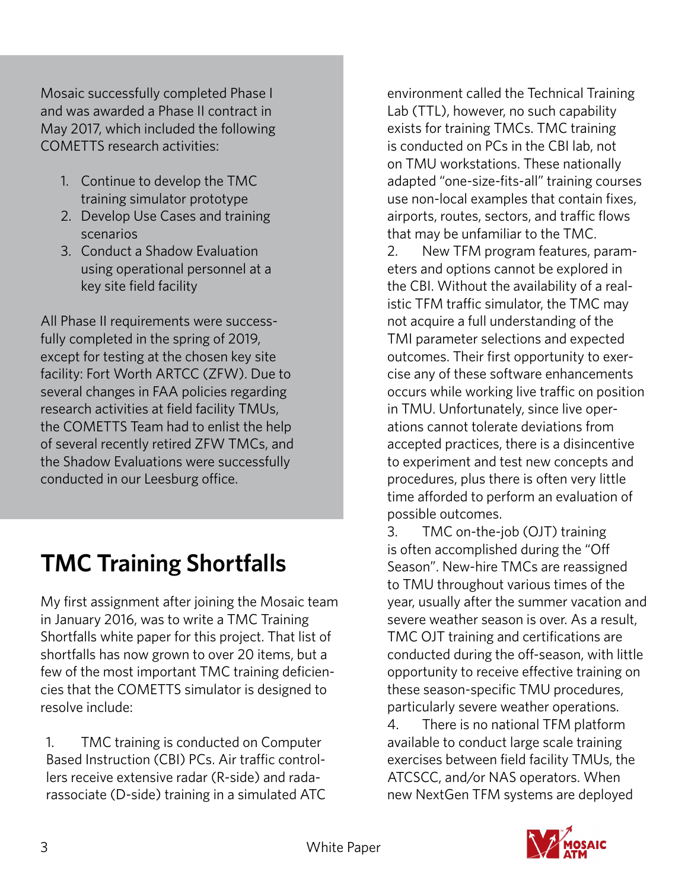Mosaic successfully completed Phase I and was awarded a Phase II contract in May 2017, which included the following COMETTS research activities:

1. Continue to develop the TMC training simulator prototype
2. Develop Use Cases and training scenarios
3. Conduct a Shadow Evaluation using operational personnel at a key site field facility

All Phase II requirements were successfully completed in the spring of 2019, except for testing at the chosen key site facility: Fort Worth ARTCC (ZFW). Due to several changes in FAA policies regarding research activities at field facility TMUs, the COMETTS Team had to enlist the help of several recently retired ZFW TMCs, and the Shadow Evaluations were successfully conducted in our Leesburg office.

## TMC Training Shortfalls

My first assignment after joining the Mosaic team in January 2016, was to write a TMC Training Shortfalls white paper for this project. That list of shortfalls has now grown to over 20 items, but a few of the most important TMC training deficiencies that the COMETTS simulator is designed to resolve include:

1. TMC training is conducted on Computer Based Instruction (CBI) PCs. Air traffic controllers receive extensive radar (R-side) and radarassociate (D-side) training in a simulated ATC environment called the Technical Training Lab (TTL), however, no such capability exists for training TMCs. TMC training is conducted on PCs in the CBI lab, not on TMU workstations. These nationally adapted "one-size-fits-all" training courses use non-local examples that contain fixes, airports, routes, sectors, and traffic flows that may be unfamiliar to the TMC.
2. New TFM program features, parameters and options cannot be explored in the CBI. Without the availability of a realistic TFM traffic simulator, the TMC may not acquire a full understanding of the TMI parameter selections and expected outcomes. Their first opportunity to exercise any of these software enhancements occurs while working live traffic on position in TMU. Unfortunately, since live operations cannot tolerate deviations from accepted practices, there is a disincentive to experiment and test new concepts and procedures, plus there is often very little time afforded to perform an evaluation of possible outcomes.
3. TMC on-the-job (OJT) training is often accomplished during the "Off Season". New-hire TMCs are reassigned to TMU throughout various times of the year, usually after the summer vacation and severe weather season is over. As a result, TMC OJT training and certifications are conducted during the off-season, with little opportunity to receive effective training on these season-specific TMU procedures, particularly severe weather operations.
4. There is no national TFM platform available to conduct large scale training exercises between field facility TMUs, the ATCSCC, and/or NAS operators. When new NextGen TFM systems are deployed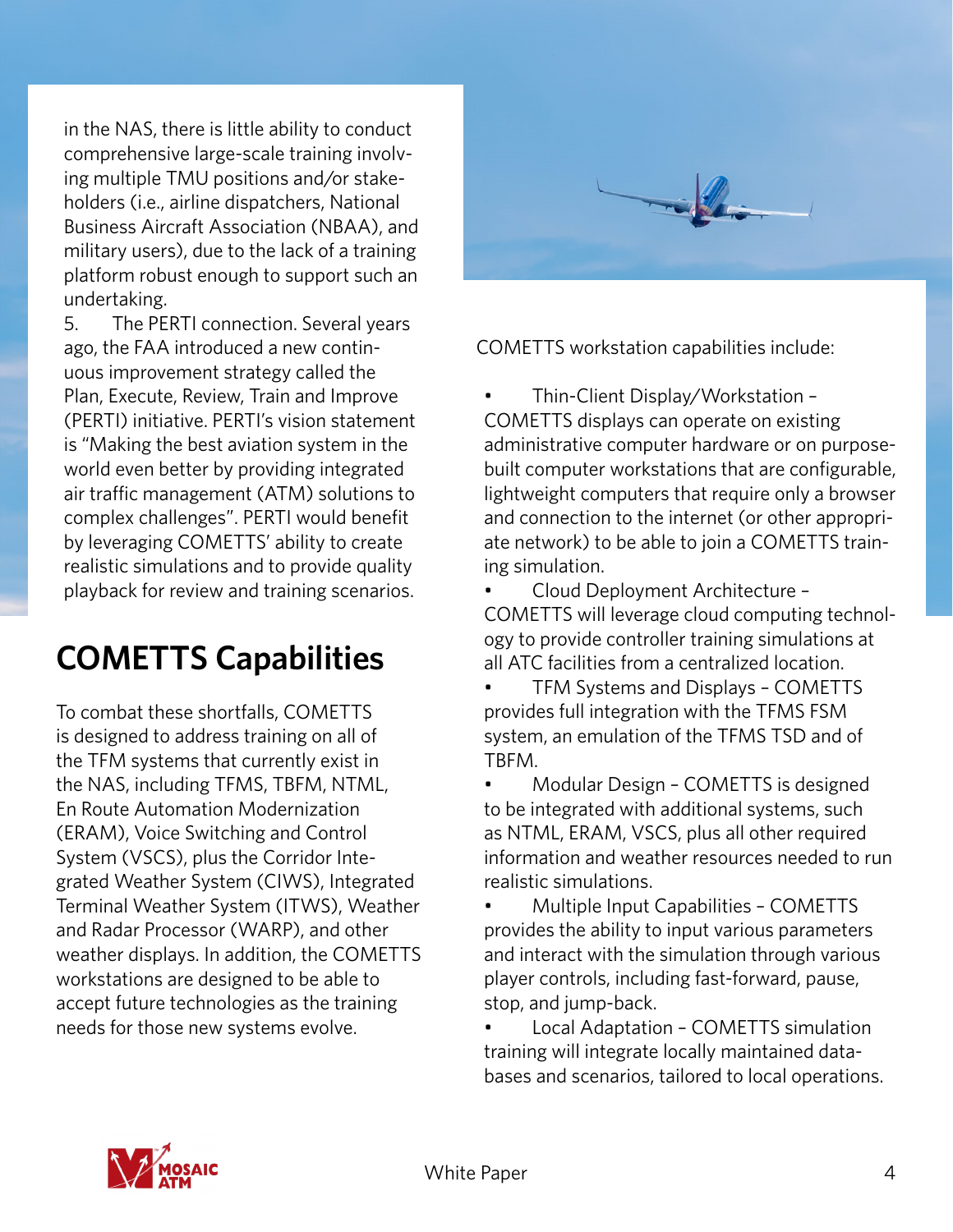in the NAS, there is little ability to conduct comprehensive large-scale training involving multiple TMU positions and/or stakeholders (i.e., airline dispatchers, National Business Aircraft Association (NBAA), and military users), due to the lack of a training platform robust enough to support such an undertaking.

5. The PERTI connection. Several years ago, the FAA introduced a new continuous improvement strategy called the Plan, Execute, Review, Train and Improve (PERTI) initiative. PERTI's vision statement is "Making the best aviation system in the world even better by providing integrated air traffic management (ATM) solutions to complex challenges". PERTI would benefit by leveraging COMETTS' ability to create realistic simulations and to provide quality playback for review and training scenarios.

## COMETTS Capabilities

To combat these shortfalls, COMETTS is designed to address training on all of the TFM systems that currently exist in the NAS, including TFMS, TBFM, NTML, En Route Automation Modernization (ERAM), Voice Switching and Control System (VSCS), plus the Corridor Integrated Weather System (CIWS), Integrated Terminal Weather System (ITWS), Weather and Radar Processor (WARP), and other weather displays. In addition, the COMETTS workstations are designed to be able to accept future technologies as the training needs for those new systems evolve.

COMETTS workstation capabilities include:

- Thin-Client Display/Workstation – COMETTS displays can operate on existing administrative computer hardware or on purpose-built computer workstations that are configurable, lightweight computers that require only a browser and connection to the internet (or other appropriate network) to be able to join a COMETTS training simulation.
- Cloud Deployment Architecture – COMETTS will leverage cloud computing technology to provide controller training simulations at all ATC facilities from a centralized location.
- TFM Systems and Displays – COMETTS provides full integration with the TFMS FSM system, an emulation of the TFMS TSD and of TBFM.
- Modular Design – COMETTS is designed to be integrated with additional systems, such as NTML, ERAM, VSCS, plus all other required information and weather resources needed to run realistic simulations.
- Multiple Input Capabilities – COMETTS provides the ability to input various parameters and interact with the simulation through various player controls, including fast-forward, pause, stop, and jump-back.
- Local Adaptation – COMETTS simulation training will integrate locally maintained databases and scenarios, tailored to local operations.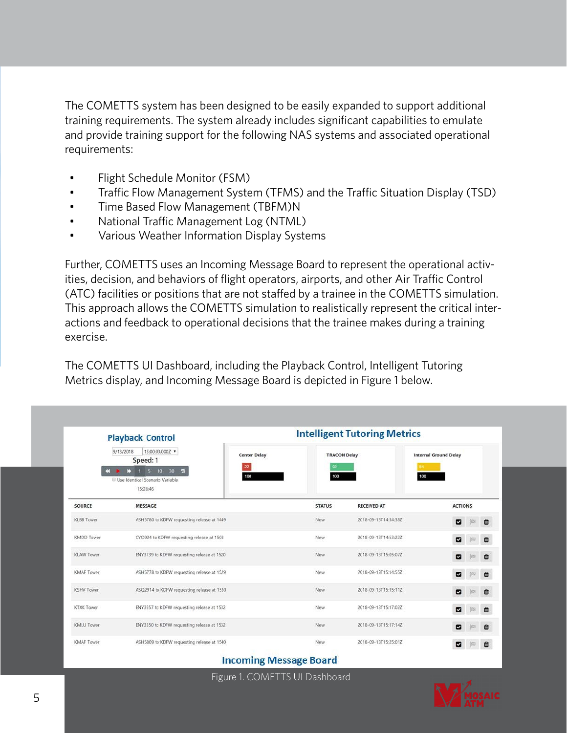The COMETTS system has been designed to be easily expanded to support additional training requirements. The system already includes significant capabilities to emulate and provide training support for the following NAS systems and associated operational requirements:

- Flight Schedule Monitor (FSM)
- Traffic Flow Management System (TFMS) and the Traffic Situation Display (TSD)
- Time Based Flow Management (TBFM)N
- National Traffic Management Log (NTML)
- Various Weather Information Display Systems

Further, COMETTS uses an Incoming Message Board to represent the operational activities, decision, and behaviors of flight operators, airports, and other Air Traffic Control (ATC) facilities or positions that are not staffed by a trainee in the COMETTS simulation. This approach allows the COMETTS simulation to realistically represent the critical interactions and feedback to operational decisions that the trainee makes during a training exercise.

The COMETTS UI Dashboard, including the Playback Control, Intelligent Tutoring Metrics display, and Incoming Message Board is depicted in Figure 1 below.

**Playback Control**

9/13/2018 | 13:00:00.000Z

Speed: 1

1 5 10 30

Use Identical Scenario Variable

15:26:46

**Intelligent Tutoring Metrics**

| Center Delay | TRACON Delay | Internal Ground Delay |
|---|---|---|
| 22 / 100 | 92 / 100 | 84 / 100 |

| SOURCE | MESSAGE | STATUS | RECEIVED AT | ACTIONS |
|---|---|---|---|---|
| KLBB Tower | ASH5780 to KDFW requesting release at 1449 | New | 2018-09-13T14:34:38Z | |
| KMDD Tower | CYO924 to KDFW requesting release at 1508 | New | 2018-09-13T14:53:22Z | |
| KLAW Tower | ENY3739 to KDFW requesting release at 1520 | New | 2018-09-13T15:05:07Z | |
| KMAF Tower | ASH5778 to KDFW requesting release at 1529 | New | 2018-09-13T15:14:55Z | |
| KSHV Tower | ASQ2914 to KDFW requesting release at 1530 | New | 2018-09-13T15:15:11Z | |
| KTXK Tower | ENY3557 to KDFW requesting release at 1532 | New | 2018-09-13T15:17:02Z | |
| KMLU Tower | ENY3350 to KDFW requesting release at 1532 | New | 2018-09-13T15:17:14Z | |
| KMAF Tower | ASH5809 to KDFW requesting release at 1540 | New | 2018-09-13T15:25:01Z | |

**Incoming Message Board**

Figure 1. COMETTS UI Dashboard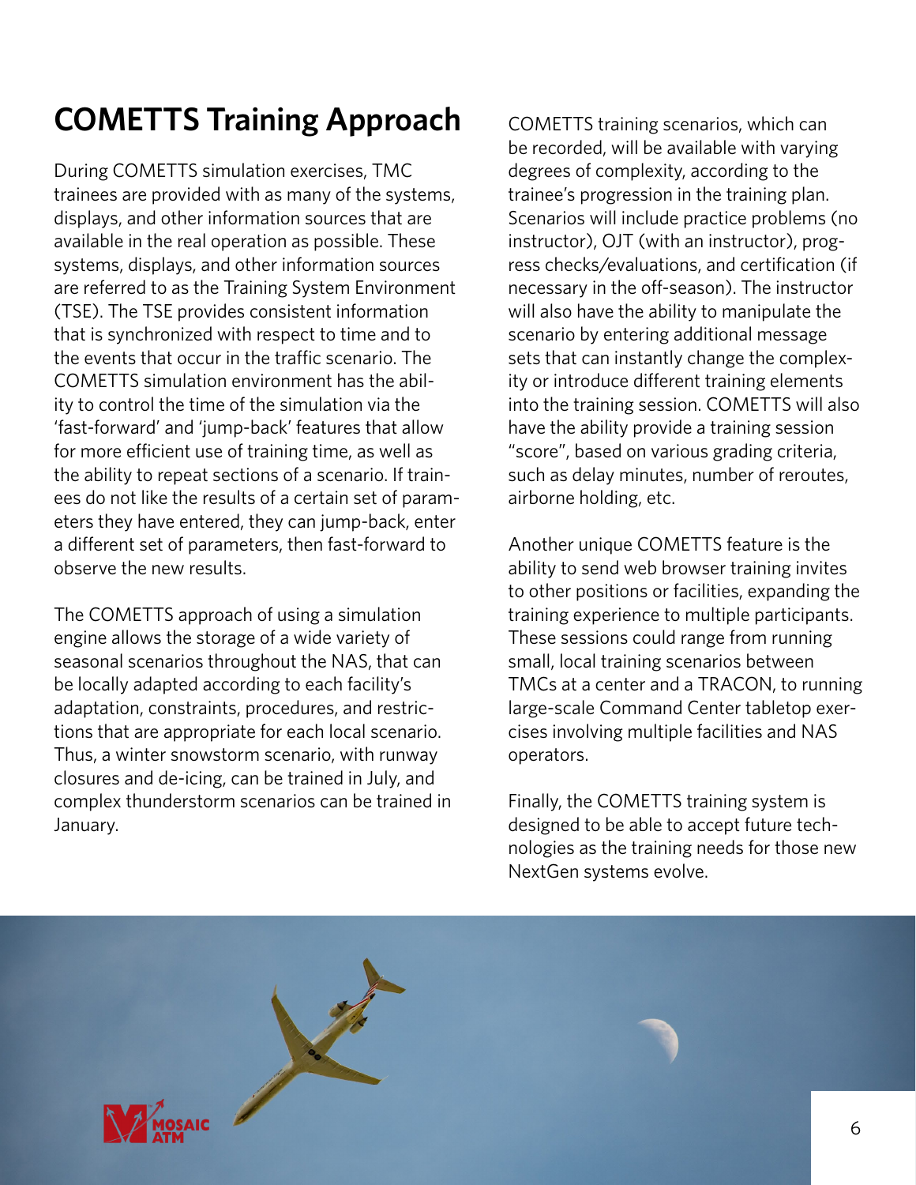# COMETTS Training Approach

During COMETTS simulation exercises, TMC trainees are provided with as many of the systems, displays, and other information sources that are available in the real operation as possible. These systems, displays, and other information sources are referred to as the Training System Environment (TSE). The TSE provides consistent information that is synchronized with respect to time and to the events that occur in the traffic scenario. The COMETTS simulation environment has the ability to control the time of the simulation via the 'fast-forward' and 'jump-back' features that allow for more efficient use of training time, as well as the ability to repeat sections of a scenario. If trainees do not like the results of a certain set of parameters they have entered, they can jump-back, enter a different set of parameters, then fast-forward to observe the new results.

The COMETTS approach of using a simulation engine allows the storage of a wide variety of seasonal scenarios throughout the NAS, that can be locally adapted according to each facility's adaptation, constraints, procedures, and restrictions that are appropriate for each local scenario. Thus, a winter snowstorm scenario, with runway closures and de-icing, can be trained in July, and complex thunderstorm scenarios can be trained in January.

COMETTS training scenarios, which can be recorded, will be available with varying degrees of complexity, according to the trainee's progression in the training plan. Scenarios will include practice problems (no instructor), OJT (with an instructor), progress checks/evaluations, and certification (if necessary in the off-season). The instructor will also have the ability to manipulate the scenario by entering additional message sets that can instantly change the complexity or introduce different training elements into the training session. COMETTS will also have the ability provide a training session "score", based on various grading criteria, such as delay minutes, number of reroutes, airborne holding, etc.

Another unique COMETTS feature is the ability to send web browser training invites to other positions or facilities, expanding the training experience to multiple participants. These sessions could range from running small, local training scenarios between TMCs at a center and a TRACON, to running large-scale Command Center tabletop exercises involving multiple facilities and NAS operators.

Finally, the COMETTS training system is designed to be able to accept future technologies as the training needs for those new NextGen systems evolve.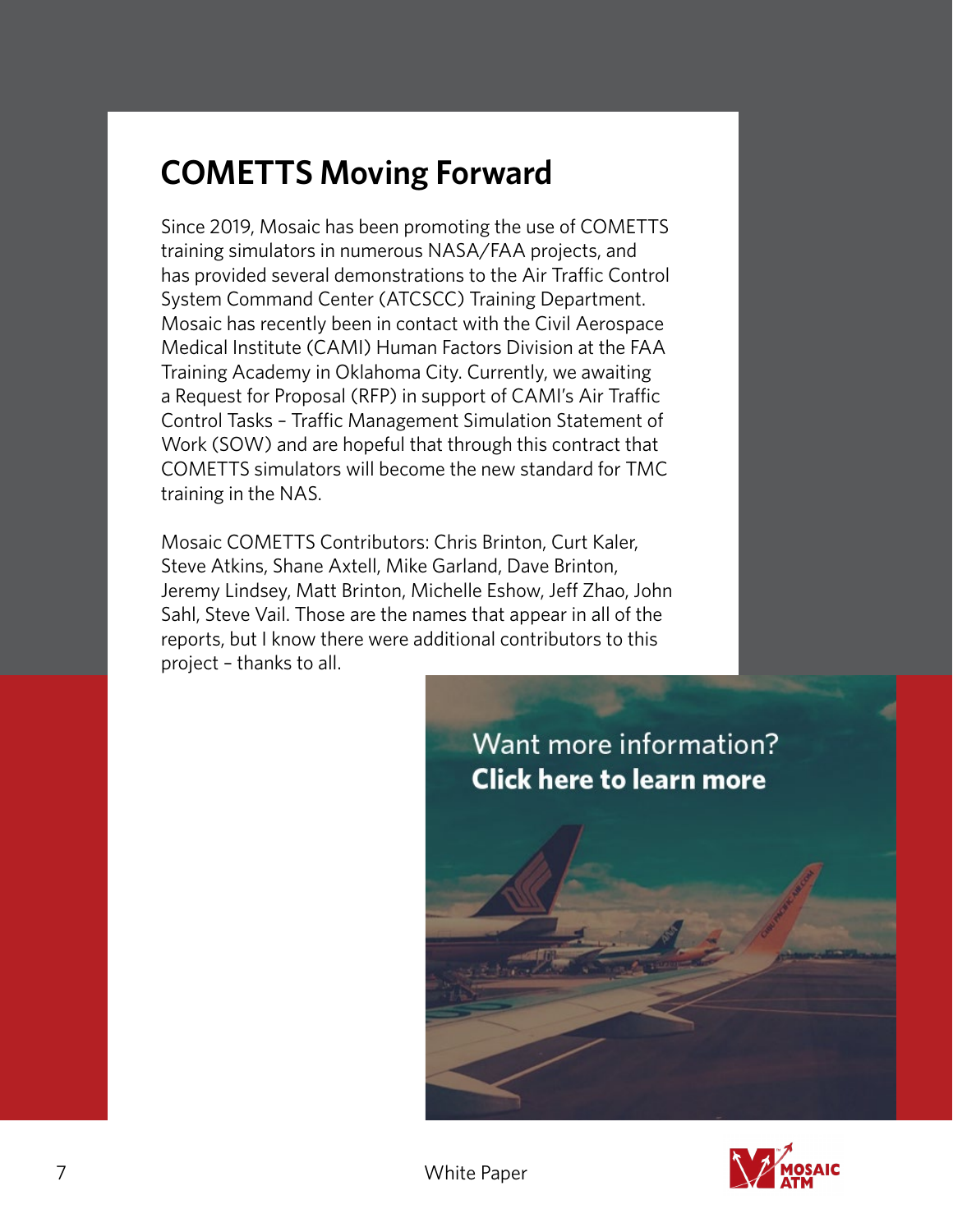## COMETTS Moving Forward

Since 2019, Mosaic has been promoting the use of COMETTS training simulators in numerous NASA/FAA projects, and has provided several demonstrations to the Air Traffic Control System Command Center (ATCSCC) Training Department. Mosaic has recently been in contact with the Civil Aerospace Medical Institute (CAMI) Human Factors Division at the FAA Training Academy in Oklahoma City. Currently, we awaiting a Request for Proposal (RFP) in support of CAMI's Air Traffic Control Tasks – Traffic Management Simulation Statement of Work (SOW) and are hopeful that through this contract that COMETTS simulators will become the new standard for TMC training in the NAS.

Mosaic COMETTS Contributors: Chris Brinton, Curt Kaler, Steve Atkins, Shane Axtell, Mike Garland, Dave Brinton, Jeremy Lindsey, Matt Brinton, Michelle Eshow, Jeff Zhao, John Sahl, Steve Vail. Those are the names that appear in all of the reports, but I know there were additional contributors to this project – thanks to all.

Want more information?
**Click here to learn more**